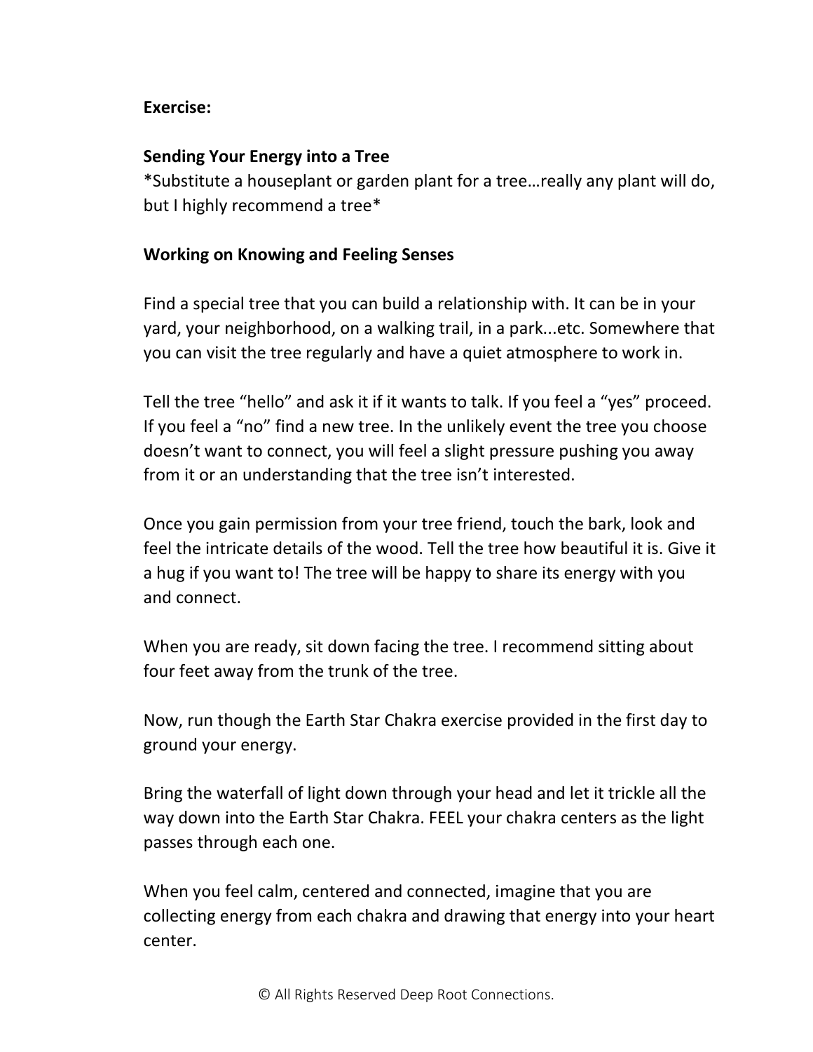**Exercise:**

**Sending Your Energy into a Tree**
*Substitute a houseplant or garden plant for a tree…really any plant will do, but I highly recommend a tree*

**Working on Knowing and Feeling Senses**

Find a special tree that you can build a relationship with. It can be in your yard, your neighborhood, on a walking trail, in a park...etc. Somewhere that you can visit the tree regularly and have a quiet atmosphere to work in.

Tell the tree "hello" and ask it if it wants to talk. If you feel a "yes" proceed. If you feel a "no" find a new tree. In the unlikely event the tree you choose doesn't want to connect, you will feel a slight pressure pushing you away from it or an understanding that the tree isn't interested.

Once you gain permission from your tree friend, touch the bark, look and feel the intricate details of the wood. Tell the tree how beautiful it is. Give it a hug if you want to! The tree will be happy to share its energy with you and connect.

When you are ready, sit down facing the tree. I recommend sitting about four feet away from the trunk of the tree.

Now, run though the Earth Star Chakra exercise provided in the first day to ground your energy.

Bring the waterfall of light down through your head and let it trickle all the way down into the Earth Star Chakra. FEEL your chakra centers as the light passes through each one.

When you feel calm, centered and connected, imagine that you are collecting energy from each chakra and drawing that energy into your heart center.

© All Rights Reserved Deep Root Connections.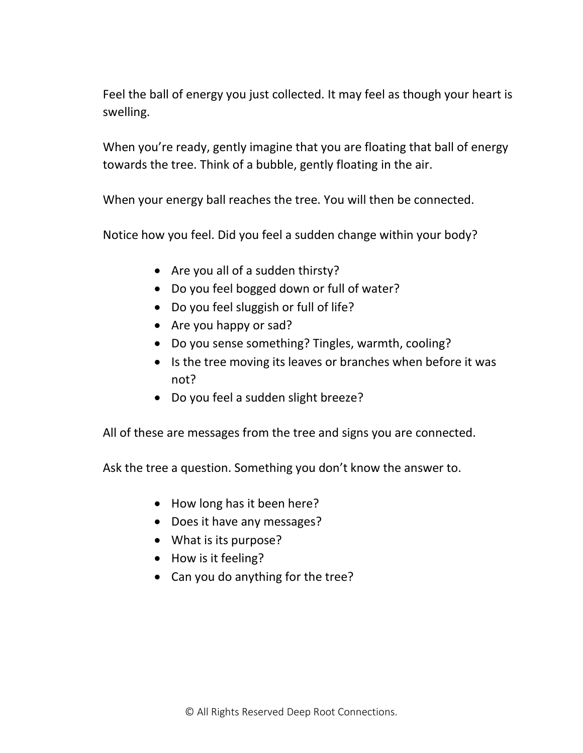Feel the ball of energy you just collected. It may feel as though your heart is swelling.

When you're ready, gently imagine that you are floating that ball of energy towards the tree. Think of a bubble, gently floating in the air.

When your energy ball reaches the tree. You will then be connected.

Notice how you feel. Did you feel a sudden change within your body?

- Are you all of a sudden thirsty?
- Do you feel bogged down or full of water?
- Do you feel sluggish or full of life?
- Are you happy or sad?
- Do you sense something? Tingles, warmth, cooling?
- Is the tree moving its leaves or branches when before it was not?
- Do you feel a sudden slight breeze?

All of these are messages from the tree and signs you are connected.

Ask the tree a question. Something you don't know the answer to.

- How long has it been here?
- Does it have any messages?
- What is its purpose?
- How is it feeling?
- Can you do anything for the tree?

© All Rights Reserved Deep Root Connections.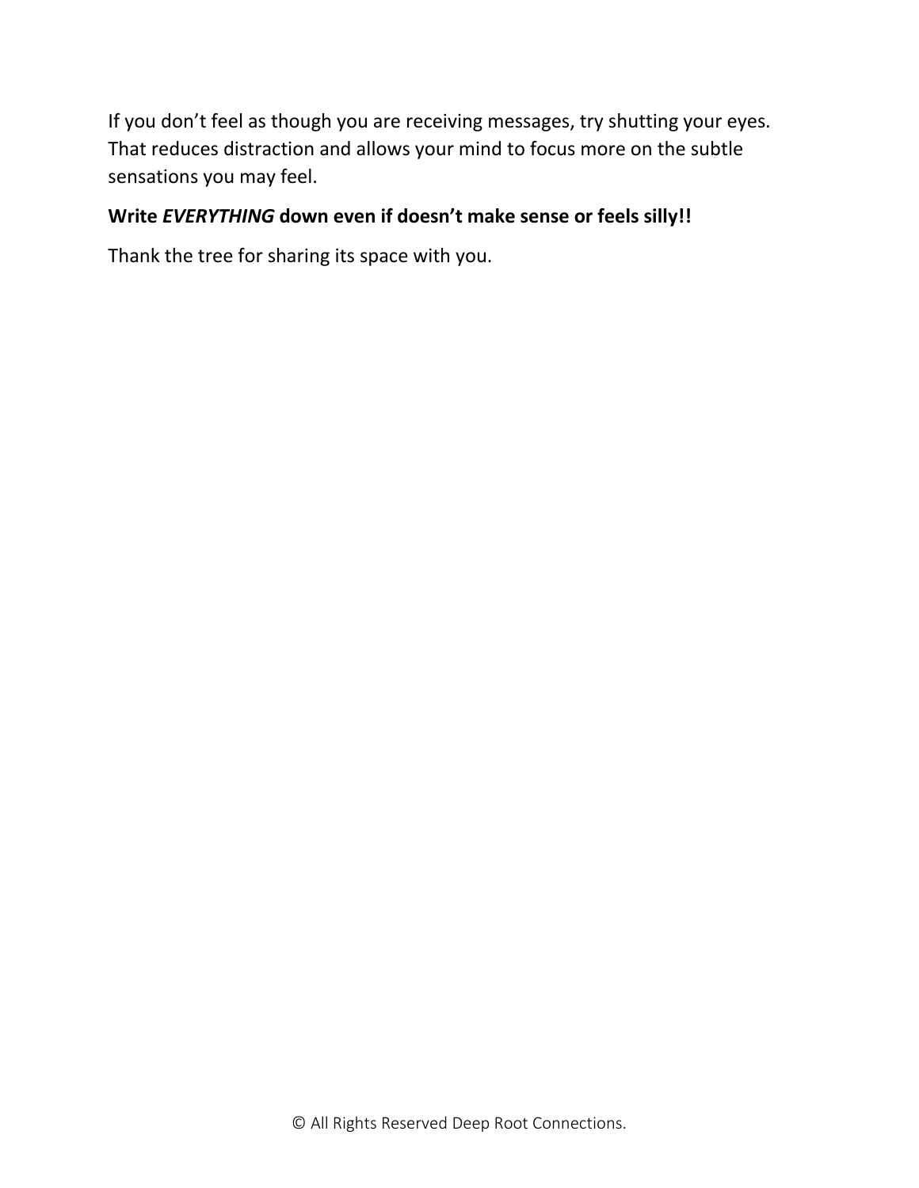If you don't feel as though you are receiving messages, try shutting your eyes. That reduces distraction and allows your mind to focus more on the subtle sensations you may feel.

**Write *EVERYTHING* down even if doesn't make sense or feels silly!!**

Thank the tree for sharing its space with you.